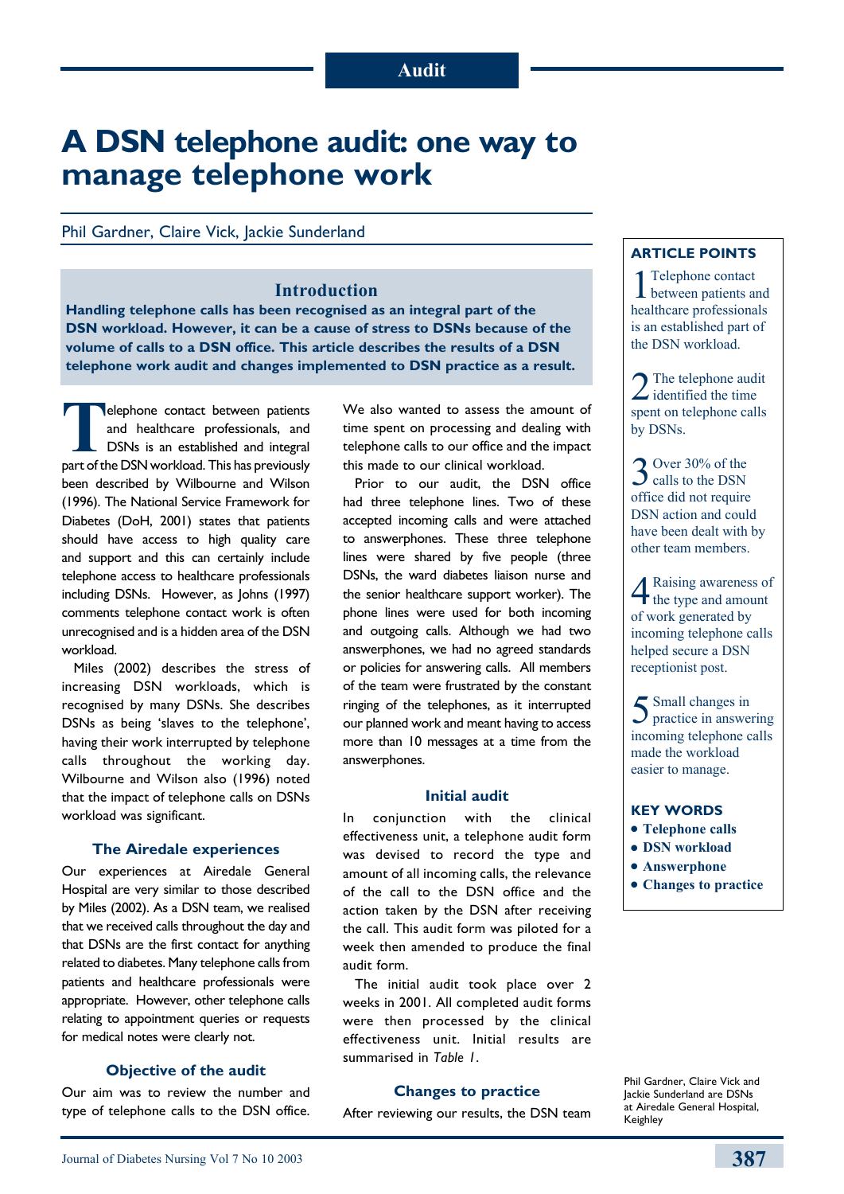Audit

# A DSN telephone audit: one way to manage telephone work

Phil Gardner, Claire Vick, Jackie Sunderland

## Introduction

**Handling telephone calls has been recognised as an integral part of the DSN workload. However, it can be a cause of stress to DSNs because of the volume of calls to a DSN office. This article describes the results of a DSN telephone work audit and changes implemented to DSN practice as a result.**

Telephone contact between patients and healthcare professionals, and DSNs is an established and integral part of the DSN workload. This has previously been described by Wilbourne and Wilson (1996). The National Service Framework for Diabetes (DoH, 2001) states that patients should have access to high quality care and support and this can certainly include telephone access to healthcare professionals including DSNs. However, as Johns (1997) comments telephone contact work is often unrecognised and is a hidden area of the DSN workload.

Miles (2002) describes the stress of increasing DSN workloads, which is recognised by many DSNs. She describes DSNs as being 'slaves to the telephone', having their work interrupted by telephone calls throughout the working day. Wilbourne and Wilson also (1996) noted that the impact of telephone calls on DSNs workload was significant.

### The Airedale experiences

Our experiences at Airedale General Hospital are very similar to those described by Miles (2002). As a DSN team, we realised that we received calls throughout the day and that DSNs are the first contact for anything related to diabetes. Many telephone calls from patients and healthcare professionals were appropriate. However, other telephone calls relating to appointment queries or requests for medical notes were clearly not.

### Objective of the audit

Our aim was to review the number and type of telephone calls to the DSN office. We also wanted to assess the amount of time spent on processing and dealing with telephone calls to our office and the impact this made to our clinical workload.

Prior to our audit, the DSN office had three telephone lines. Two of these accepted incoming calls and were attached to answerphones. These three telephone lines were shared by five people (three DSNs, the ward diabetes liaison nurse and the senior healthcare support worker). The phone lines were used for both incoming and outgoing calls. Although we had two answerphones, we had no agreed standards or policies for answering calls. All members of the team were frustrated by the constant ringing of the telephones, as it interrupted our planned work and meant having to access more than 10 messages at a time from the answerphones.

### Initial audit

In conjunction with the clinical effectiveness unit, a telephone audit form was devised to record the type and amount of all incoming calls, the relevance of the call to the DSN office and the action taken by the DSN after receiving the call. This audit form was piloted for a week then amended to produce the final audit form.

The initial audit took place over 2 weeks in 2001. All completed audit forms were then processed by the clinical effectiveness unit. Initial results are summarised in *Table 1*.

### Changes to practice

After reviewing our results, the DSN team

---

**ARTICLE POINTS**

1. Telephone contact between patients and healthcare professionals is an established part of the DSN workload.
2. The telephone audit identified the time spent on telephone calls by DSNs.
3. Over 30% of the calls to the DSN office did not require DSN action and could have been dealt with by other team members.
4. Raising awareness of the type and amount of work generated by incoming telephone calls helped secure a DSN receptionist post.
5. Small changes in practice in answering incoming telephone calls made the workload easier to manage.

**KEY WORDS**

- **Telephone calls**
- **DSN workload**
- **Answerphone**
- **Changes to practice**

Phil Gardner, Claire Vick and Jackie Sunderland are DSNs at Airedale General Hospital, Keighley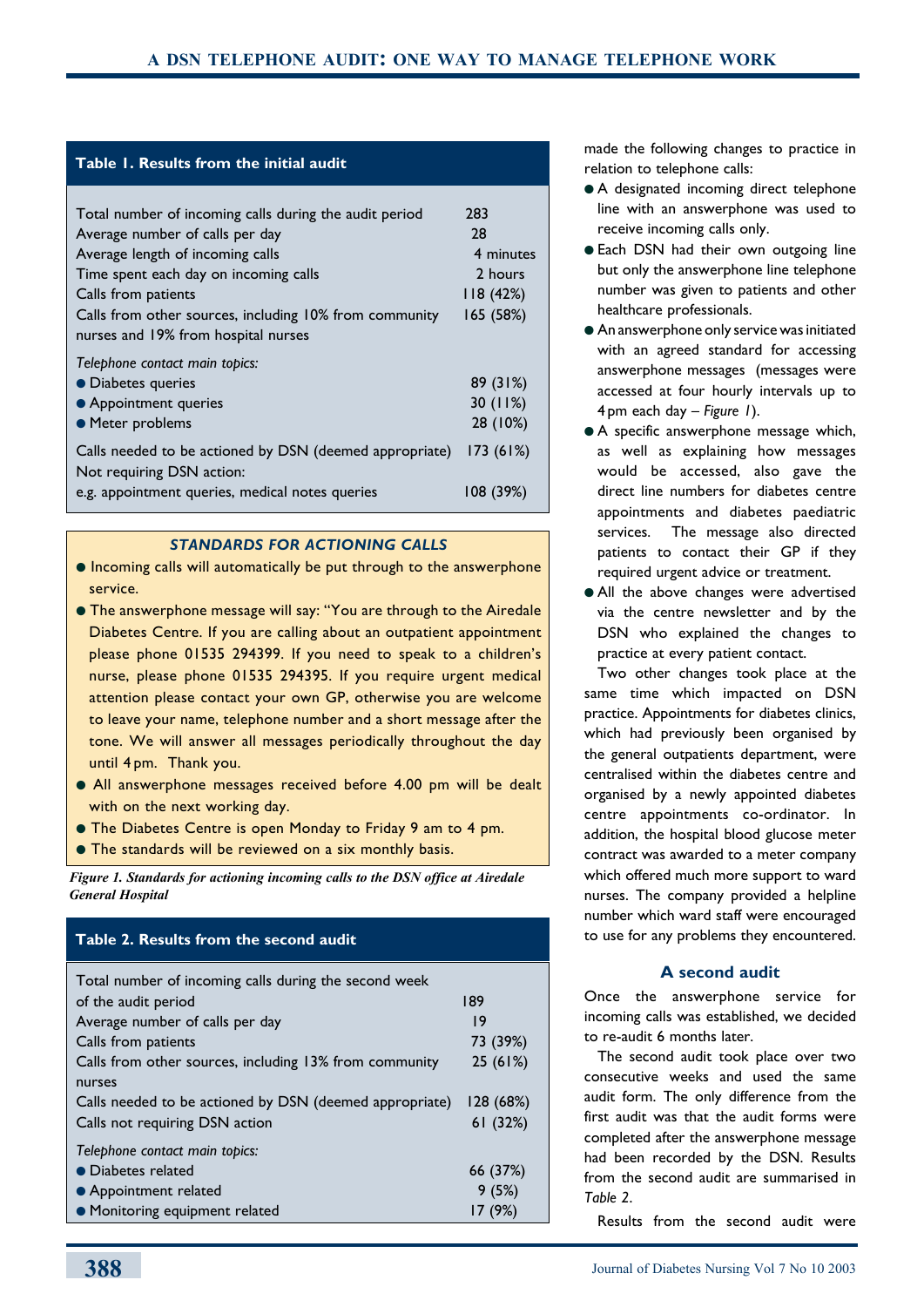**Table 1. Results from the initial audit**

| | |
|---|---|
| Total number of incoming calls during the audit period | 283 |
| Average number of calls per day | 28 |
| Average length of incoming calls | 4 minutes |
| Time spent each day on incoming calls | 2 hours |
| Calls from patients | 118 (42%) |
| Calls from other sources, including 10% from community nurses and 19% from hospital nurses | 165 (58%) |
| *Telephone contact main topics:* | |
| ● Diabetes queries | 89 (31%) |
| ● Appointment queries | 30 (11%) |
| ● Meter problems | 28 (10%) |
| Calls needed to be actioned by DSN (deemed appropriate) | 173 (61%) |
| Not requiring DSN action: e.g. appointment queries, medical notes queries | 108 (39%) |

***STANDARDS FOR ACTIONING CALLS***

- Incoming calls will automatically be put through to the answerphone service.
- The answerphone message will say: "You are through to the Airedale Diabetes Centre. If you are calling about an outpatient appointment please phone 01535 294399. If you need to speak to a children's nurse, please phone 01535 294395. If you require urgent medical attention please contact your own GP, otherwise you are welcome to leave your name, telephone number and a short message after the tone. We will answer all messages periodically throughout the day until 4pm. Thank you.
- All answerphone messages received before 4.00 pm will be dealt with on the next working day.
- The Diabetes Centre is open Monday to Friday 9 am to 4 pm.
- The standards will be reviewed on a six monthly basis.

***Figure 1. Standards for actioning incoming calls to the DSN office at Airedale General Hospital***

**Table 2. Results from the second audit**

| | |
|---|---|
| Total number of incoming calls during the second week of the audit period | 189 |
| Average number of calls per day | 19 |
| Calls from patients | 73 (39%) |
| Calls from other sources, including 13% from community nurses | 25 (61%) |
| Calls needed to be actioned by DSN (deemed appropriate) | 128 (68%) |
| Calls not requiring DSN action | 61 (32%) |
| *Telephone contact main topics:* | |
| ● Diabetes related | 66 (37%) |
| ● Appointment related | 9 (5%) |
| ● Monitoring equipment related | 17 (9%) |

made the following changes to practice in relation to telephone calls:

- A designated incoming direct telephone line with an answerphone was used to receive incoming calls only.
- Each DSN had their own outgoing line but only the answerphone line telephone number was given to patients and other healthcare professionals.
- An answerphone only service was initiated with an agreed standard for accessing answerphone messages (messages were accessed at four hourly intervals up to 4pm each day – *Figure 1*).
- A specific answerphone message which, as well as explaining how messages would be accessed, also gave the direct line numbers for diabetes centre appointments and diabetes paediatric services. The message also directed patients to contact their GP if they required urgent advice or treatment.
- All the above changes were advertised via the centre newsletter and by the DSN who explained the changes to practice at every patient contact.

Two other changes took place at the same time which impacted on DSN practice. Appointments for diabetes clinics, which had previously been organised by the general outpatients department, were centralised within the diabetes centre and organised by a newly appointed diabetes centre appointments co-ordinator. In addition, the hospital blood glucose meter contract was awarded to a meter company which offered much more support to ward nurses. The company provided a helpline number which ward staff were encouraged to use for any problems they encountered.

## A second audit

Once the answerphone service for incoming calls was established, we decided to re-audit 6 months later.

The second audit took place over two consecutive weeks and used the same audit form. The only difference from the first audit was that the audit forms were completed after the answerphone message had been recorded by the DSN. Results from the second audit are summarised in *Table 2*.

Results from the second audit were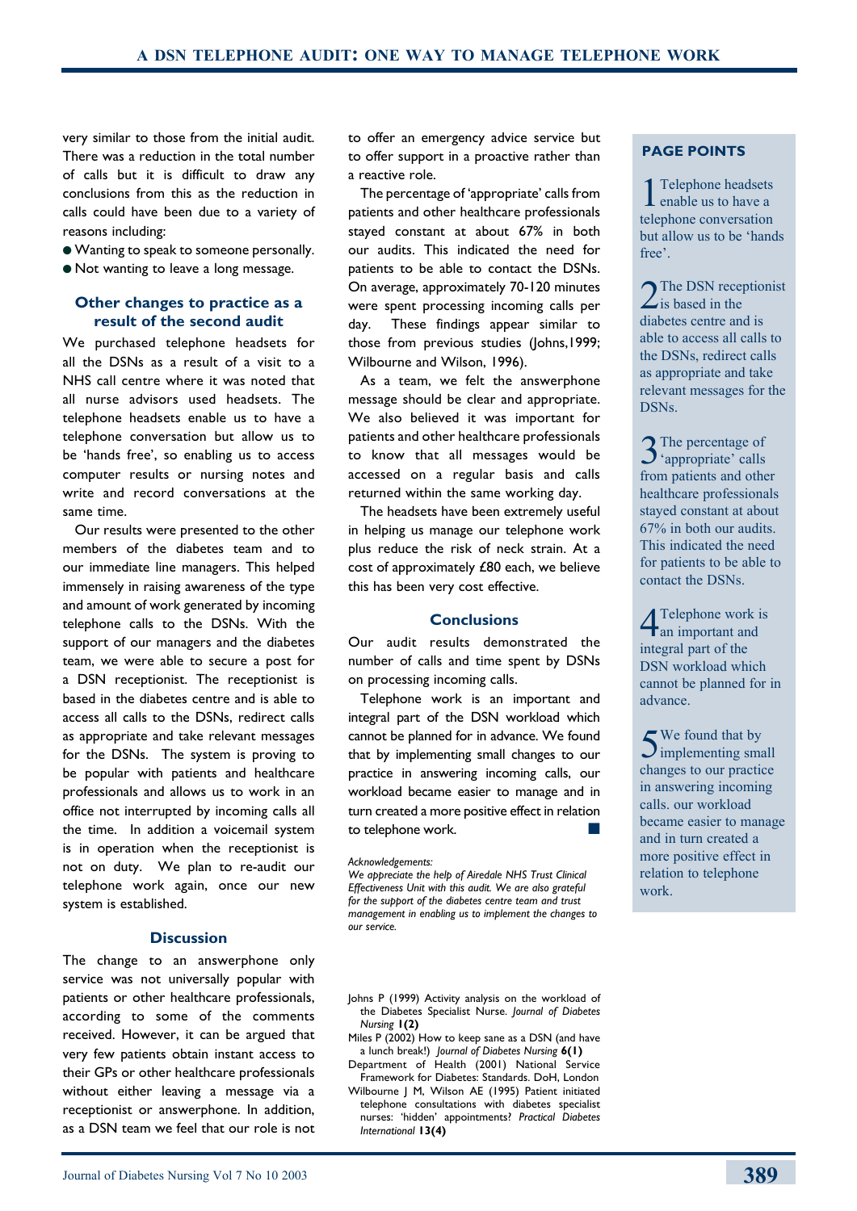very similar to those from the initial audit. There was a reduction in the total number of calls but it is difficult to draw any conclusions from this as the reduction in calls could have been due to a variety of reasons including:

- Wanting to speak to someone personally.
- Not wanting to leave a long message.

### Other changes to practice as a result of the second audit

We purchased telephone headsets for all the DSNs as a result of a visit to a NHS call centre where it was noted that all nurse advisors used headsets. The telephone headsets enable us to have a telephone conversation but allow us to be 'hands free', so enabling us to access computer results or nursing notes and write and record conversations at the same time.

Our results were presented to the other members of the diabetes team and to our immediate line managers. This helped immensely in raising awareness of the type and amount of work generated by incoming telephone calls to the DSNs. With the support of our managers and the diabetes team, we were able to secure a post for a DSN receptionist. The receptionist is based in the diabetes centre and is able to access all calls to the DSNs, redirect calls as appropriate and take relevant messages for the DSNs. The system is proving to be popular with patients and healthcare professionals and allows us to work in an office not interrupted by incoming calls all the time. In addition a voicemail system is in operation when the receptionist is not on duty. We plan to re-audit our telephone work again, once our new system is established.

### Discussion

The change to an answerphone only service was not universally popular with patients or other healthcare professionals, according to some of the comments received. However, it can be argued that very few patients obtain instant access to their GPs or other healthcare professionals without either leaving a message via a receptionist or answerphone. In addition, as a DSN team we feel that our role is not to offer an emergency advice service but to offer support in a proactive rather than a reactive role.

The percentage of 'appropriate' calls from patients and other healthcare professionals stayed constant at about 67% in both our audits. This indicated the need for patients to be able to contact the DSNs. On average, approximately 70-120 minutes were spent processing incoming calls per day. These findings appear similar to those from previous studies (Johns,1999; Wilbourne and Wilson, 1996).

As a team, we felt the answerphone message should be clear and appropriate. We also believed it was important for patients and other healthcare professionals to know that all messages would be accessed on a regular basis and calls returned within the same working day.

The headsets have been extremely useful in helping us manage our telephone work plus reduce the risk of neck strain. At a cost of approximately £80 each, we believe this has been very cost effective.

### Conclusions

Our audit results demonstrated the number of calls and time spent by DSNs on processing incoming calls.

Telephone work is an important and integral part of the DSN workload which cannot be planned for in advance. We found that by implementing small changes to our practice in answering incoming calls, our workload became easier to manage and in turn created a more positive effect in relation to telephone work.

*Acknowledgements:*
*We appreciate the help of Airedale NHS Trust Clinical Effectiveness Unit with this audit. We are also grateful for the support of the diabetes centre team and trust management in enabling us to implement the changes to our service.*

Johns P (1999) Activity analysis on the workload of the Diabetes Specialist Nurse. *Journal of Diabetes Nursing* **1(2)**

Miles P (2002) How to keep sane as a DSN (and have a lunch break!) *Journal of Diabetes Nursing* **6(1)**

Department of Health (2001) National Service Framework for Diabetes: Standards. DoH, London

Wilbourne J M, Wilson AE (1995) Patient initiated telephone consultations with diabetes specialist nurses: 'hidden' appointments? *Practical Diabetes International* **13(4)**

## PAGE POINTS

1. Telephone headsets enable us to have a telephone conversation but allow us to be 'hands free'.

2. The DSN receptionist is based in the diabetes centre and is able to access all calls to the DSNs, redirect calls as appropriate and take relevant messages for the DSNs.

3. The percentage of 'appropriate' calls from patients and other healthcare professionals stayed constant at about 67% in both our audits. This indicated the need for patients to be able to contact the DSNs.

4. Telephone work is an important and integral part of the DSN workload which cannot be planned for in advance.

5. We found that by implementing small changes to our practice in answering incoming calls. our workload became easier to manage and in turn created a more positive effect in relation to telephone work.